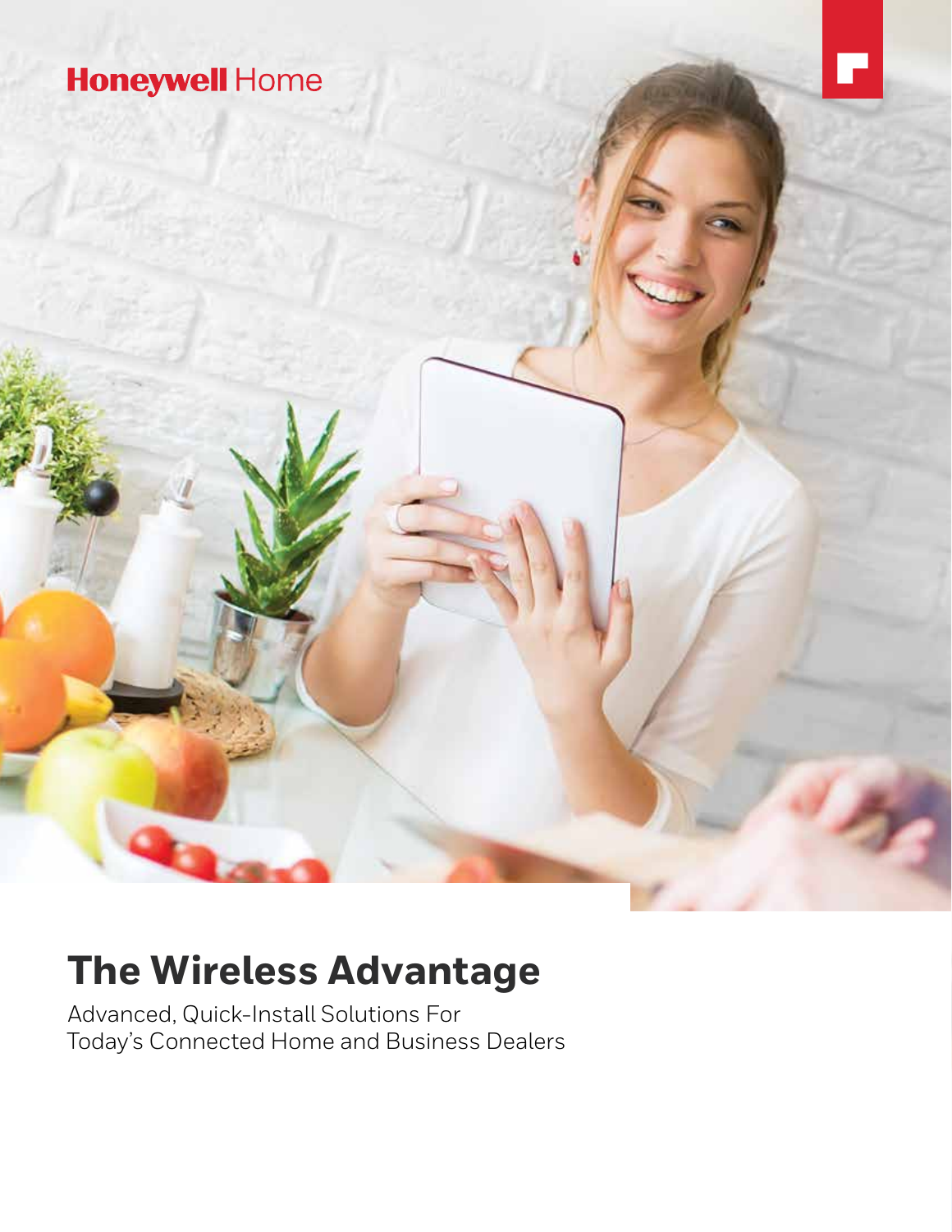Honeywell Home

# The Wireless Advantage

Advanced, Quick-Install Solutions For
Today's Connected Home and Business Dealers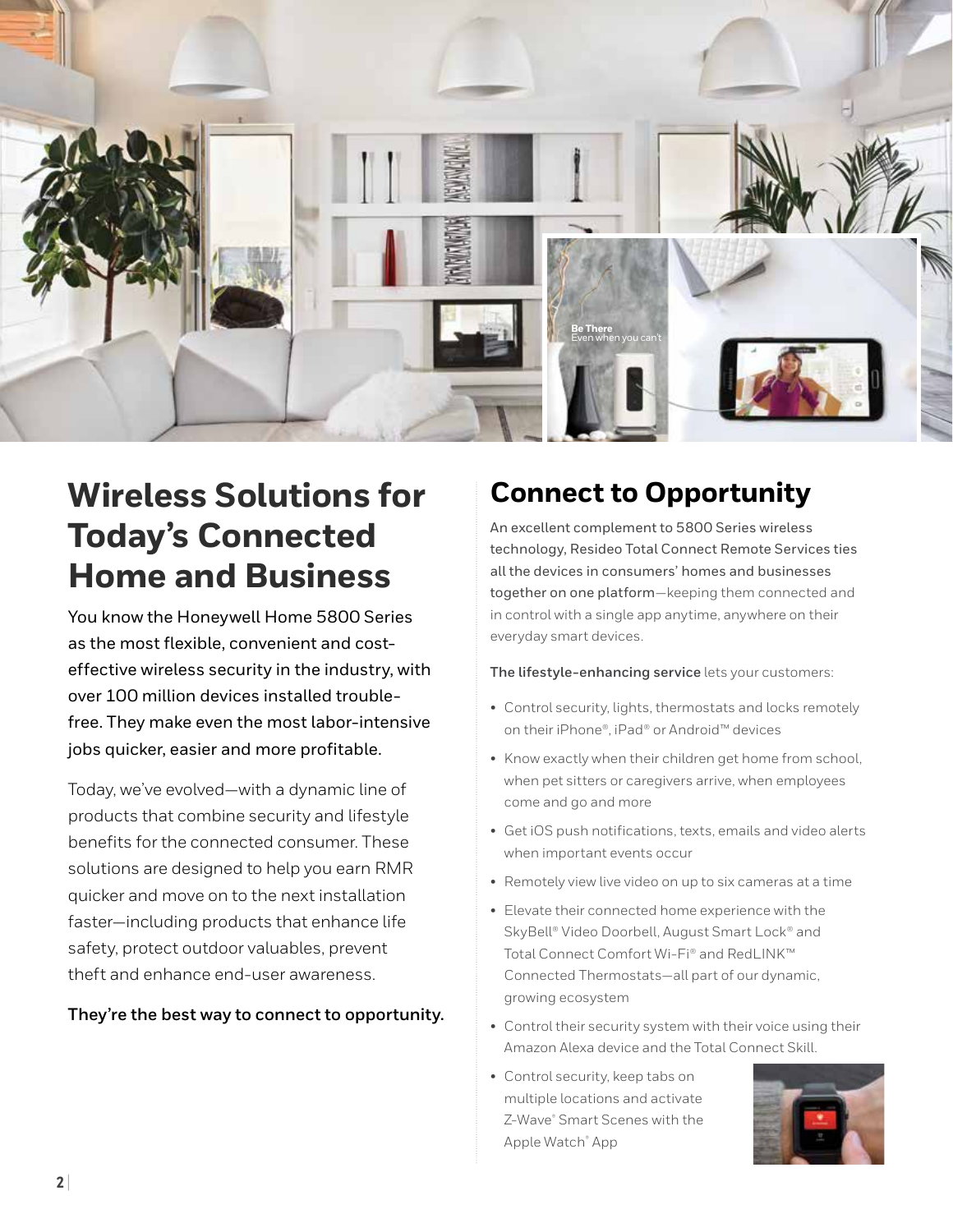# Wireless Solutions for Today's Connected Home and Business

**You know the Honeywell Home 5800 Series as the most flexible, convenient and cost-effective wireless security in the industry, with over 100 million devices installed trouble-free. They make even the most labor-intensive jobs quicker, easier and more profitable.**

Today, we've evolved—with a dynamic line of products that combine security and lifestyle benefits for the connected consumer. These solutions are designed to help you earn RMR quicker and move on to the next installation faster—including products that enhance life safety, protect outdoor valuables, prevent theft and enhance end-user awareness.

**They're the best way to connect to opportunity.**

## Connect to Opportunity

An excellent complement to 5800 Series wireless technology, Resideo Total Connect Remote Services ties all the devices in consumers' homes and businesses together on one platform—keeping them connected and in control with a single app anytime, anywhere on their everyday smart devices.

**The lifestyle-enhancing service** lets your customers:

- Control security, lights, thermostats and locks remotely on their iPhone®, iPad® or Android™ devices
- Know exactly when their children get home from school, when pet sitters or caregivers arrive, when employees come and go and more
- Get iOS push notifications, texts, emails and video alerts when important events occur
- Remotely view live video on up to six cameras at a time
- Elevate their connected home experience with the SkyBell® Video Doorbell, August Smart Lock® and Total Connect Comfort Wi-Fi® and RedLINK™ Connected Thermostats—all part of our dynamic, growing ecosystem
- Control their security system with their voice using their Amazon Alexa device and the Total Connect Skill.
- Control security, keep tabs on multiple locations and activate Z-Wave® Smart Scenes with the Apple Watch® App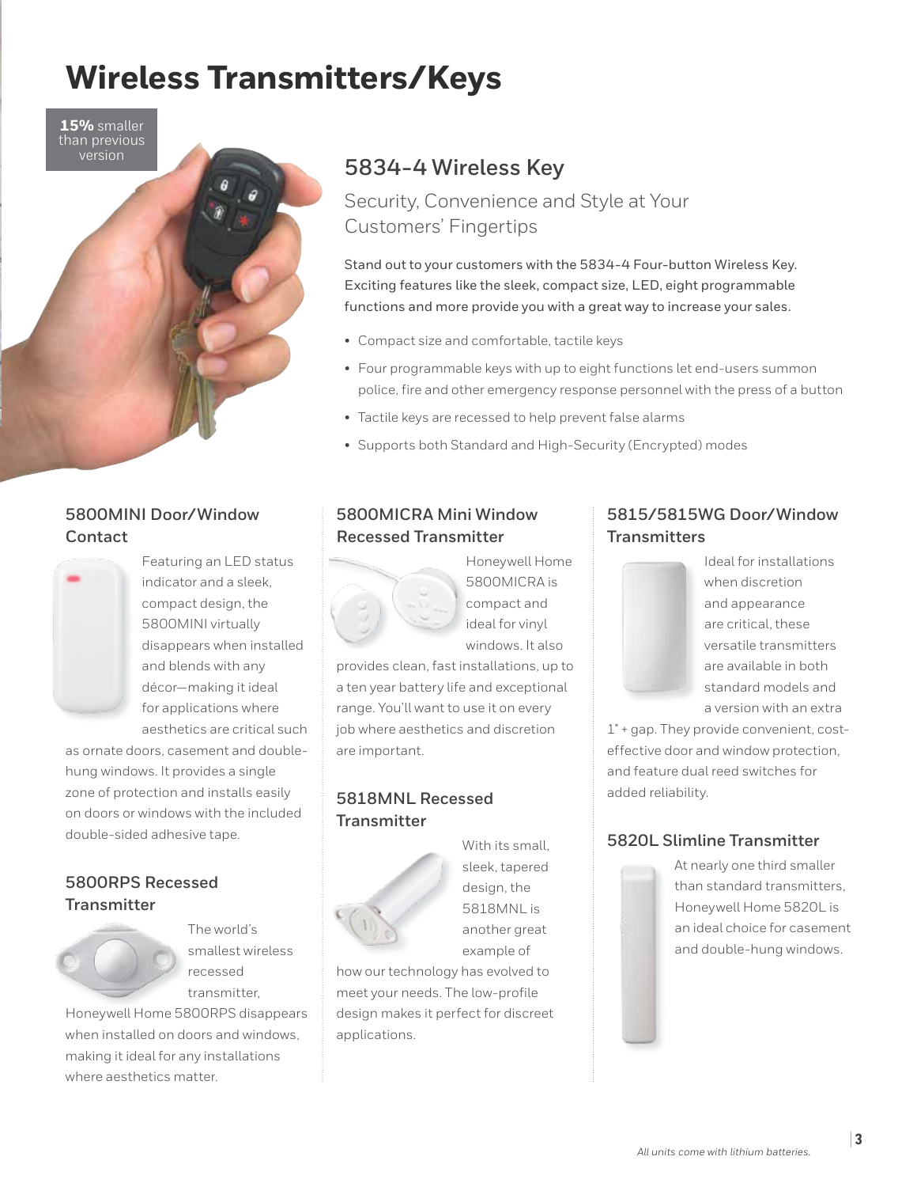# Wireless Transmitters/Keys

**15%** smaller than previous version

## 5834-4 Wireless Key

Security, Convenience and Style at Your Customers' Fingertips

Stand out to your customers with the 5834-4 Four-button Wireless Key. Exciting features like the sleek, compact size, LED, eight programmable functions and more provide you with a great way to increase your sales.

- Compact size and comfortable, tactile keys
- Four programmable keys with up to eight functions let end-users summon police, fire and other emergency response personnel with the press of a button
- Tactile keys are recessed to help prevent false alarms
- Supports both Standard and High-Security (Encrypted) modes

### 5800MINI Door/Window Contact

Featuring an LED status indicator and a sleek, compact design, the 5800MINI virtually disappears when installed and blends with any décor—making it ideal for applications where aesthetics are critical such as ornate doors, casement and double-hung windows. It provides a single zone of protection and installs easily on doors or windows with the included double-sided adhesive tape.

### 5800RPS Recessed Transmitter

The world's smallest wireless recessed transmitter, Honeywell Home 5800RPS disappears when installed on doors and windows, making it ideal for any installations where aesthetics matter.

### 5800MICRA Mini Window Recessed Transmitter

Honeywell Home 5800MICRA is compact and ideal for vinyl windows. It also provides clean, fast installations, up to a ten year battery life and exceptional range. You'll want to use it on every job where aesthetics and discretion are important.

### 5818MNL Recessed Transmitter

With its small, sleek, tapered design, the 5818MNL is another great example of how our technology has evolved to meet your needs. The low-profile design makes it perfect for discreet applications.

### 5815/5815WG Door/Window Transmitters

Ideal for installations when discretion and appearance are critical, these versatile transmitters are available in both standard models and a version with an extra 1" + gap. They provide convenient, cost-effective door and window protection, and feature dual reed switches for added reliability.

### 5820L Slimline Transmitter

At nearly one third smaller than standard transmitters, Honeywell Home 5820L is an ideal choice for casement and double-hung windows.

*All units come with lithium batteries.*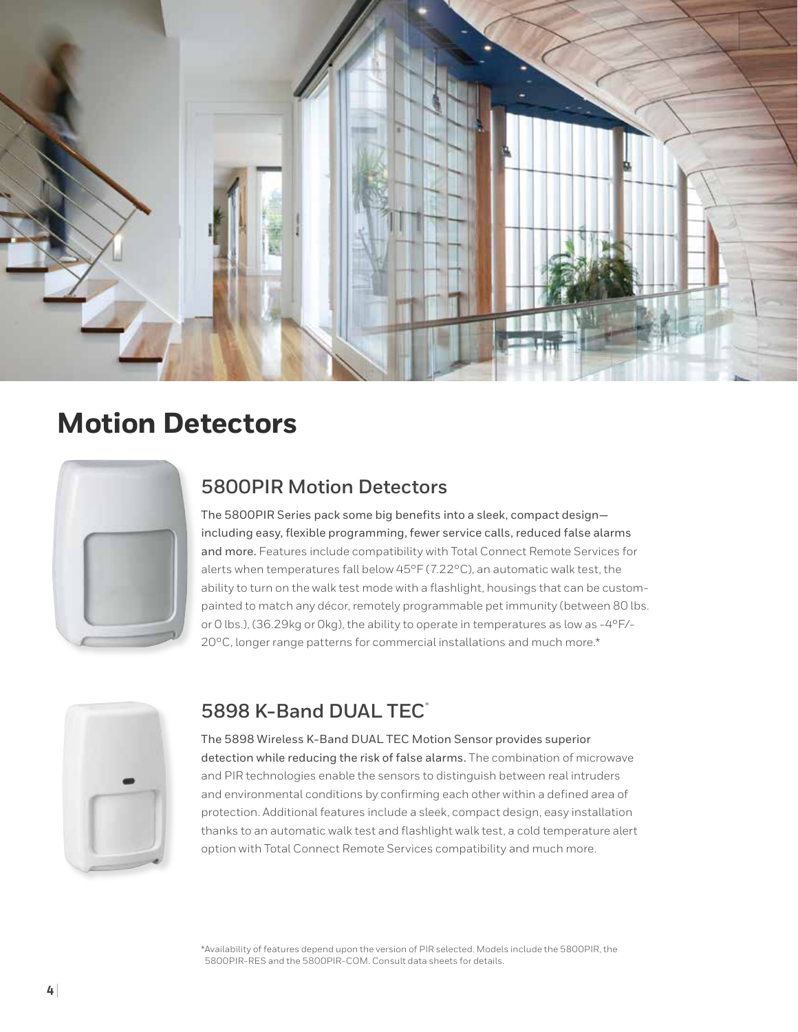# Motion Detectors

## 5800PIR Motion Detectors

**The 5800PIR Series pack some big benefits into a sleek, compact design—including easy, flexible programming, fewer service calls, reduced false alarms and more.** Features include compatibility with Total Connect Remote Services for alerts when temperatures fall below 45°F (7.22°C), an automatic walk test, the ability to turn on the walk test mode with a flashlight, housings that can be custom-painted to match any décor, remotely programmable pet immunity (between 80 lbs. or 0 lbs.), (36.29kg or 0kg), the ability to operate in temperatures as low as -4°F/-20°C, longer range patterns for commercial installations and much more.*

## 5898 K-Band DUAL TEC®

**The 5898 Wireless K-Band DUAL TEC Motion Sensor provides superior detection while reducing the risk of false alarms.** The combination of microwave and PIR technologies enable the sensors to distinguish between real intruders and environmental conditions by confirming each other within a defined area of protection. Additional features include a sleek, compact design, easy installation thanks to an automatic walk test and flashlight walk test, a cold temperature alert option with Total Connect Remote Services compatibility and much more.

*Availability of features depend upon the version of PIR selected. Models include the 5800PIR, the 5800PIR-RES and the 5800PIR-COM. Consult data sheets for details.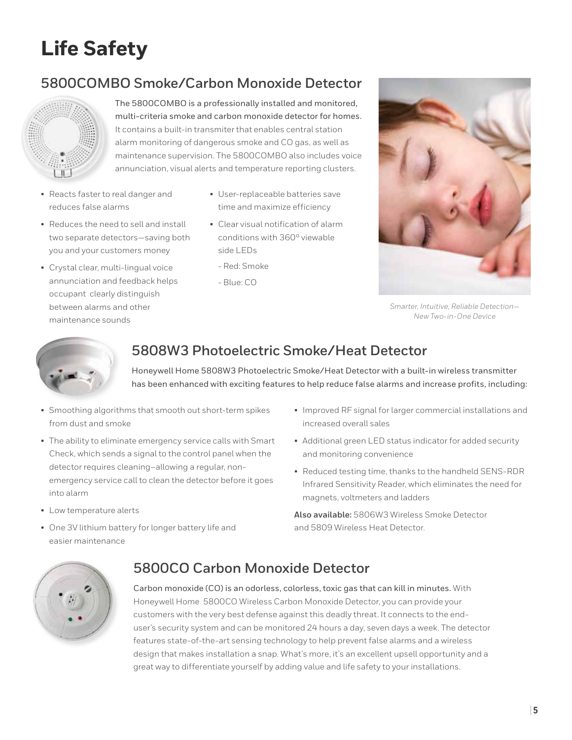# Life Safety

## 5800COMBO Smoke/Carbon Monoxide Detector

**The 5800COMBO is a professionally installed and monitored, multi-criteria smoke and carbon monoxide detector for homes.** It contains a built-in transmiter that enables central station alarm monitoring of dangerous smoke and CO gas, as well as maintenance supervision. The 5800COMBO also includes voice annunciation, visual alerts and temperature reporting clusters.

- Reacts faster to real danger and reduces false alarms
- Reduces the need to sell and install two separate detectors—saving both you and your customers money
- Crystal clear, multi-lingual voice annunciation and feedback helps occupant clearly distinguish between alarms and other maintenance sounds
- User-replaceable batteries save time and maximize efficiency
- Clear visual notification of alarm conditions with 360º viewable side LEDs
  - Red: Smoke
  - Blue: CO

*Smarter, Intuitive, Reliable Detection— New Two-in-One Device*

## 5808W3 Photoelectric Smoke/Heat Detector

**Honeywell Home 5808W3 Photoelectric Smoke/Heat Detector with a built-in wireless transmitter has been enhanced with exciting features to help reduce false alarms and increase profits, including:**

- Smoothing algorithms that smooth out short-term spikes from dust and smoke
- The ability to eliminate emergency service calls with Smart Check, which sends a signal to the control panel when the detector requires cleaning–allowing a regular, non-emergency service call to clean the detector before it goes into alarm
- Low temperature alerts
- One 3V lithium battery for longer battery life and easier maintenance
- Improved RF signal for larger commercial installations and increased overall sales
- Additional green LED status indicator for added security and monitoring convenience
- Reduced testing time, thanks to the handheld SENS-RDR Infrared Sensitivity Reader, which eliminates the need for magnets, voltmeters and ladders

**Also available:** 5806W3 Wireless Smoke Detector and 5809 Wireless Heat Detector.

## 5800CO Carbon Monoxide Detector

**Carbon monoxide (CO) is an odorless, colorless, toxic gas that can kill in minutes.** With Honeywell Home 5800CO Wireless Carbon Monoxide Detector, you can provide your customers with the very best defense against this deadly threat. It connects to the end-user's security system and can be monitored 24 hours a day, seven days a week. The detector features state-of-the-art sensing technology to help prevent false alarms and a wireless design that makes installation a snap. What's more, it's an excellent upsell opportunity and a great way to differentiate yourself by adding value and life safety to your installations.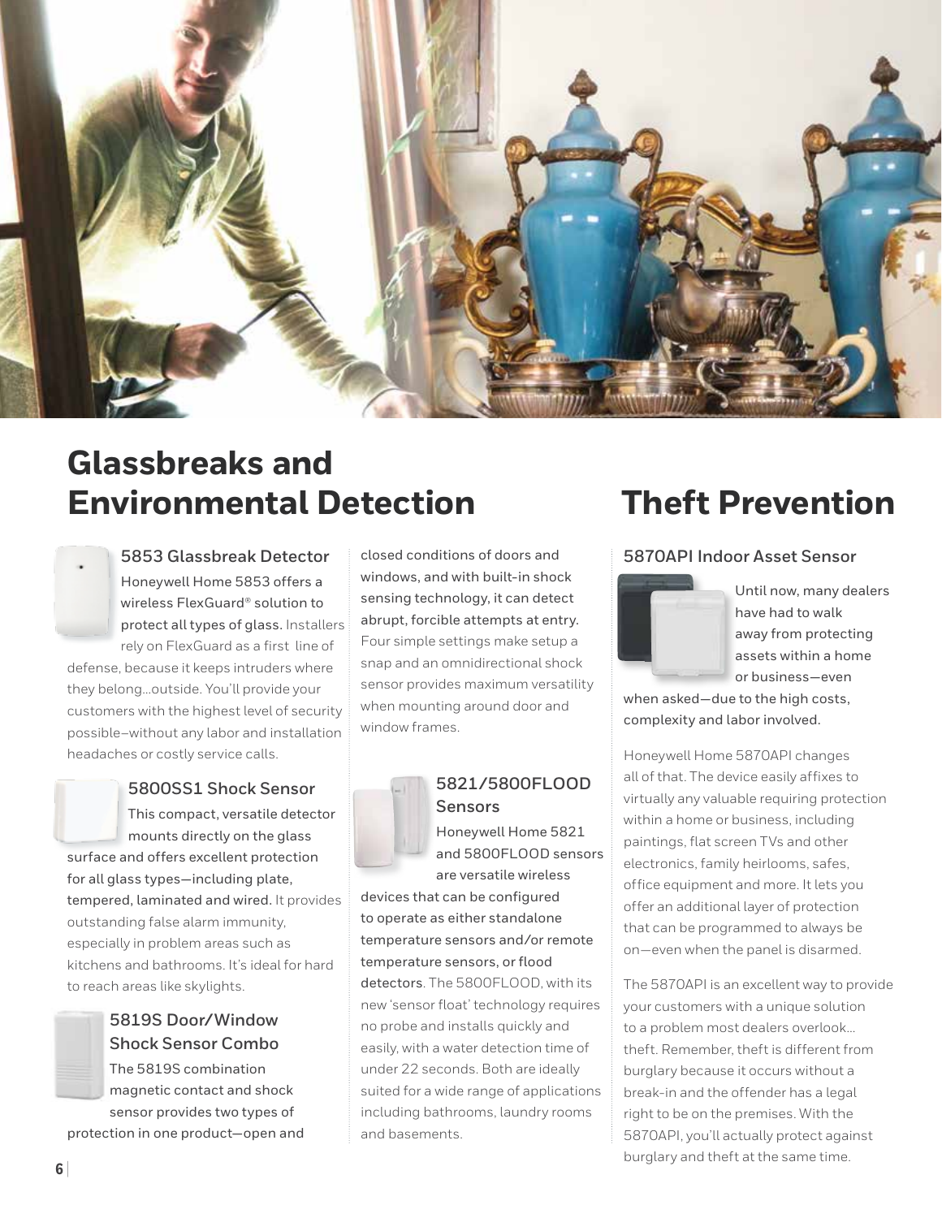## Glassbreaks and Environmental Detection

### 5853 Glassbreak Detector

Honeywell Home 5853 offers a wireless FlexGuard® solution to **protect all types of glass.** Installers rely on FlexGuard as a first line of defense, because it keeps intruders where they belong...outside. You'll provide your customers with the highest level of security possible–without any labor and installation headaches or costly service calls.

### 5800SS1 Shock Sensor

**This compact, versatile detector mounts directly on the glass surface and offers excellent protection for all glass types—including plate, tempered, laminated and wired.** It provides outstanding false alarm immunity, especially in problem areas such as kitchens and bathrooms. It's ideal for hard to reach areas like skylights.

### 5819S Door/Window Shock Sensor Combo

**The 5819S combination magnetic contact and shock sensor provides two types of protection in one product—open and closed conditions of doors and windows, and with built-in shock sensing technology, it can detect abrupt, forcible attempts at entry.** Four simple settings make setup a snap and an omnidirectional shock sensor provides maximum versatility when mounting around door and window frames.

### 5821/5800FLOOD Sensors

**Honeywell Home 5821 and 5800FLOOD sensors are versatile wireless devices that can be configured to operate as either standalone temperature sensors and/or remote temperature sensors, or flood detectors**. The 5800FLOOD, with its new 'sensor float' technology requires no probe and installs quickly and easily, with a water detection time of under 22 seconds. Both are ideally suited for a wide range of applications including bathrooms, laundry rooms and basements.

## Theft Prevention

### 5870API Indoor Asset Sensor

**Until now, many dealers have had to walk away from protecting assets within a home or business—even when asked—due to the high costs, complexity and labor involved.**

Honeywell Home 5870API changes all of that. The device easily affixes to virtually any valuable requiring protection within a home or business, including paintings, flat screen TVs and other electronics, family heirlooms, safes, office equipment and more. It lets you offer an additional layer of protection that can be programmed to always be on—even when the panel is disarmed.

The 5870API is an excellent way to provide your customers with a unique solution to a problem most dealers overlook... theft. Remember, theft is different from burglary because it occurs without a break-in and the offender has a legal right to be on the premises. With the 5870API, you'll actually protect against burglary and theft at the same time.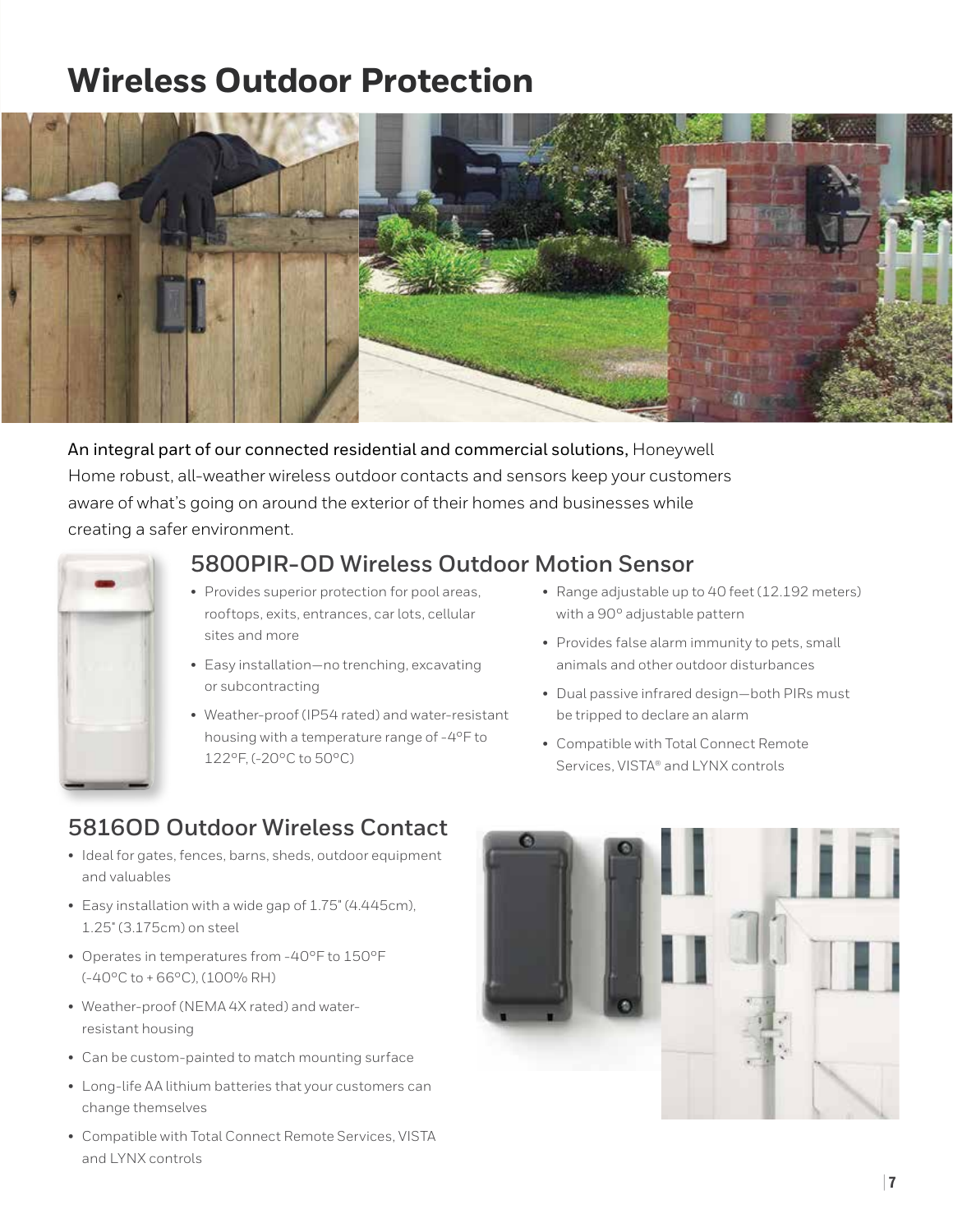# Wireless Outdoor Protection

An integral part of our connected residential and commercial solutions, Honeywell Home robust, all-weather wireless outdoor contacts and sensors keep your customers aware of what's going on around the exterior of their homes and businesses while creating a safer environment.

## 5800PIR-OD Wireless Outdoor Motion Sensor

- Provides superior protection for pool areas, rooftops, exits, entrances, car lots, cellular sites and more
- Easy installation—no trenching, excavating or subcontracting
- Weather-proof (IP54 rated) and water-resistant housing with a temperature range of -4°F to 122°F, (-20°C to 50°C)
- Range adjustable up to 40 feet (12.192 meters) with a 90° adjustable pattern
- Provides false alarm immunity to pets, small animals and other outdoor disturbances
- Dual passive infrared design—both PIRs must be tripped to declare an alarm
- Compatible with Total Connect Remote Services, VISTA® and LYNX controls

## 5816OD Outdoor Wireless Contact

- Ideal for gates, fences, barns, sheds, outdoor equipment and valuables
- Easy installation with a wide gap of 1.75" (4.445cm), 1.25" (3.175cm) on steel
- Operates in temperatures from -40°F to 150°F (-40°C to + 66°C), (100% RH)
- Weather-proof (NEMA 4X rated) and water-resistant housing
- Can be custom-painted to match mounting surface
- Long-life AA lithium batteries that your customers can change themselves
- Compatible with Total Connect Remote Services, VISTA and LYNX controls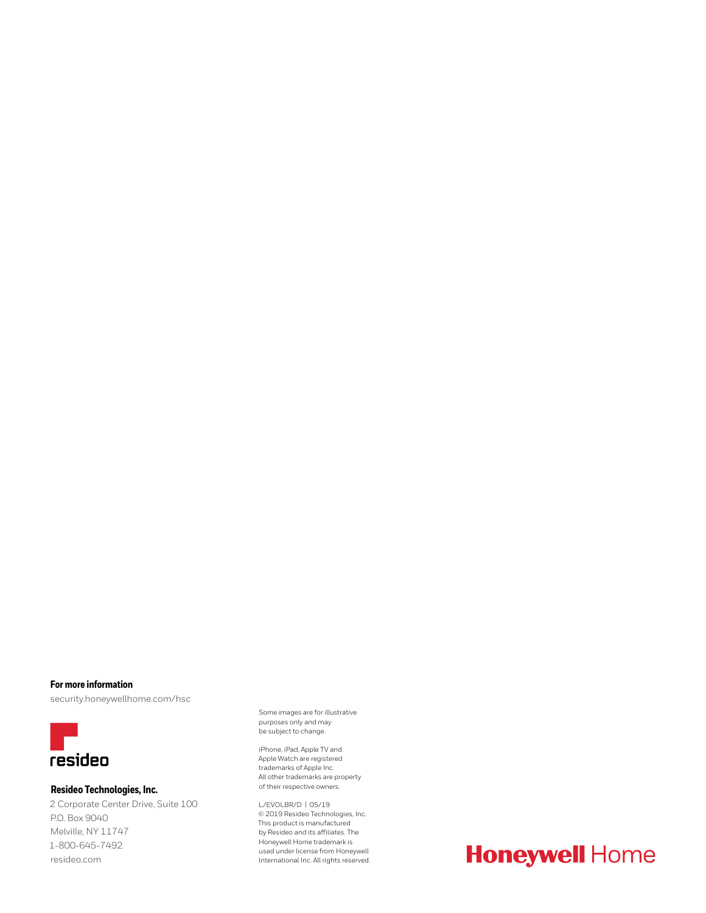**For more information**

security.honeywellhome.com/hsc

resideo

**Resideo Technologies, Inc.**

2 Corporate Center Drive, Suite 100
P.O. Box 9040
Melville, NY 11747
1-800-645-7492
resideo.com

Some images are for illustrative purposes only and may be subject to change.

iPhone, iPad, Apple TV and Apple Watch are registered trademarks of Apple Inc. All other trademarks are property of their respective owners.

L/EVOLBR/D | 05/19
© 2019 Resideo Technologies, Inc. This product is manufactured by Resideo and its affiliates. The Honeywell Home trademark is used under license from Honeywell International Inc. All rights reserved.

**Honeywell** Home